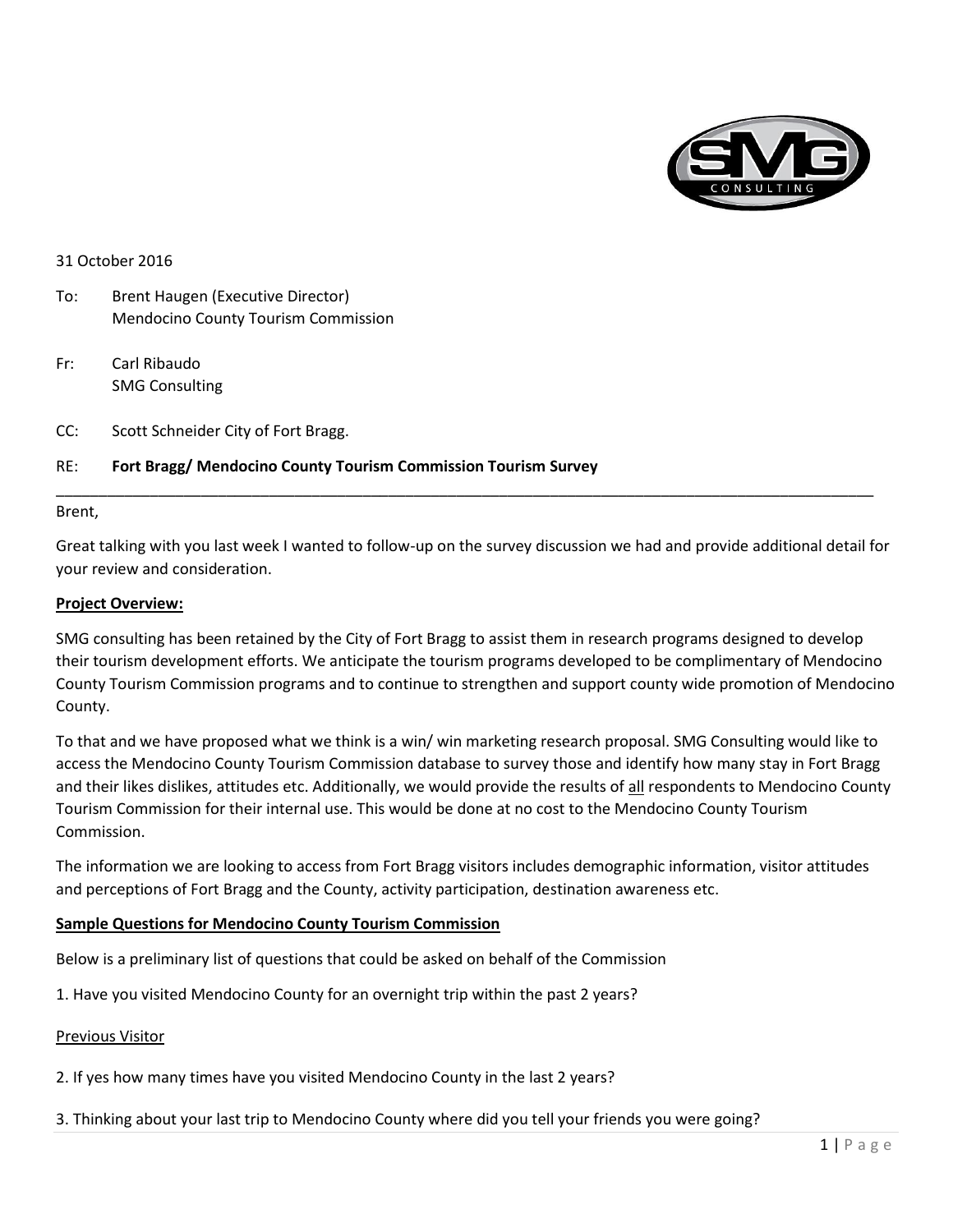31 October 2016

To: Brent Haugen (Executive Director)
Mendocino County Tourism Commission

Fr: Carl Ribaudo
SMG Consulting

CC: Scott Schneider City of Fort Bragg.

RE: **Fort Bragg/ Mendocino County Tourism Commission Tourism Survey**

---

Brent,

Great talking with you last week I wanted to follow-up on the survey discussion we had and provide additional detail for your review and consideration.

**Project Overview:**

SMG consulting has been retained by the City of Fort Bragg to assist them in research programs designed to develop their tourism development efforts. We anticipate the tourism programs developed to be complimentary of Mendocino County Tourism Commission programs and to continue to strengthen and support county wide promotion of Mendocino County.

To that and we have proposed what we think is a win/ win marketing research proposal. SMG Consulting would like to access the Mendocino County Tourism Commission database to survey those and identify how many stay in Fort Bragg and their likes dislikes, attitudes etc. Additionally, we would provide the results of all respondents to Mendocino County Tourism Commission for their internal use. This would be done at no cost to the Mendocino County Tourism Commission.

The information we are looking to access from Fort Bragg visitors includes demographic information, visitor attitudes and perceptions of Fort Bragg and the County, activity participation, destination awareness etc.

**Sample Questions for Mendocino County Tourism Commission**

Below is a preliminary list of questions that could be asked on behalf of the Commission

1. Have you visited Mendocino County for an overnight trip within the past 2 years?

Previous Visitor

2. If yes how many times have you visited Mendocino County in the last 2 years?

3. Thinking about your last trip to Mendocino County where did you tell your friends you were going?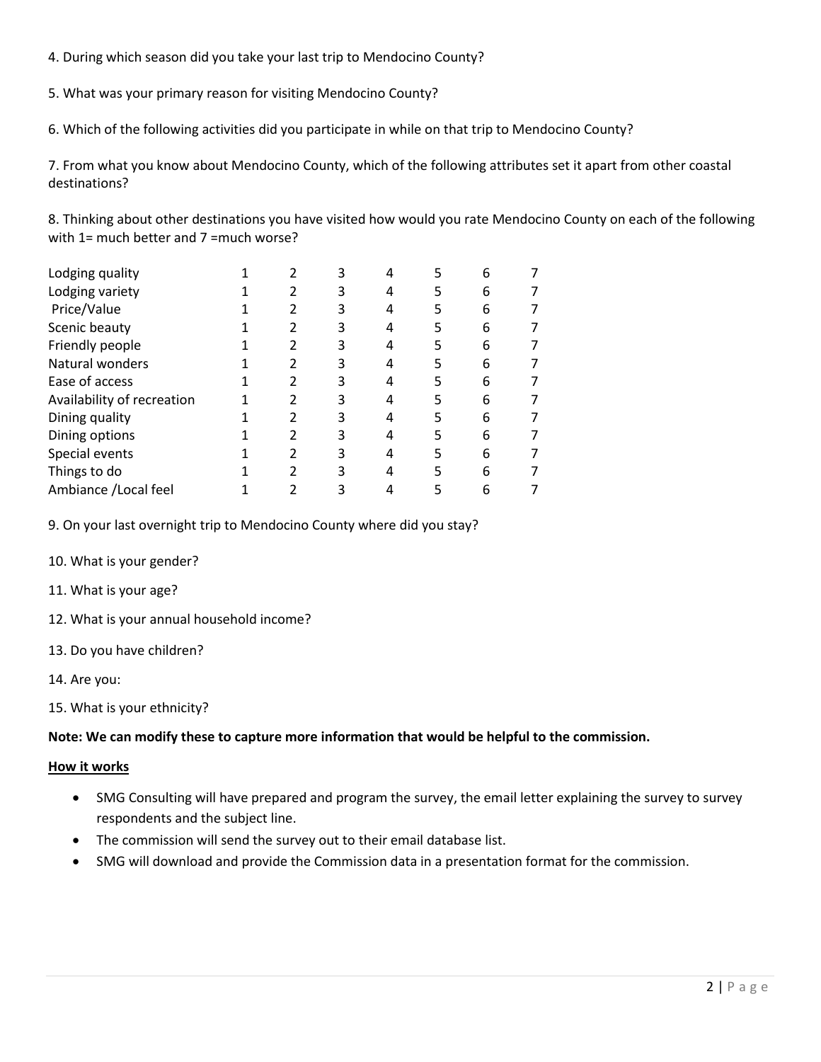4. During which season did you take your last trip to Mendocino County?

5. What was your primary reason for visiting Mendocino County?

6. Which of the following activities did you participate in while on that trip to Mendocino County?

7. From what you know about Mendocino County, which of the following attributes set it apart from other coastal destinations?

8. Thinking about other destinations you have visited how would you rate Mendocino County on each of the following with 1= much better and 7 =much worse?

| | | | | | | | |
|---|---|---|---|---|---|---|---|
| Lodging quality | 1 | 2 | 3 | 4 | 5 | 6 | 7 |
| Lodging variety | 1 | 2 | 3 | 4 | 5 | 6 | 7 |
| Price/Value | 1 | 2 | 3 | 4 | 5 | 6 | 7 |
| Scenic beauty | 1 | 2 | 3 | 4 | 5 | 6 | 7 |
| Friendly people | 1 | 2 | 3 | 4 | 5 | 6 | 7 |
| Natural wonders | 1 | 2 | 3 | 4 | 5 | 6 | 7 |
| Ease of access | 1 | 2 | 3 | 4 | 5 | 6 | 7 |
| Availability of recreation | 1 | 2 | 3 | 4 | 5 | 6 | 7 |
| Dining quality | 1 | 2 | 3 | 4 | 5 | 6 | 7 |
| Dining options | 1 | 2 | 3 | 4 | 5 | 6 | 7 |
| Special events | 1 | 2 | 3 | 4 | 5 | 6 | 7 |
| Things to do | 1 | 2 | 3 | 4 | 5 | 6 | 7 |
| Ambiance /Local feel | 1 | 2 | 3 | 4 | 5 | 6 | 7 |

9. On your last overnight trip to Mendocino County where did you stay?

10. What is your gender?

11. What is your age?

12. What is your annual household income?

13. Do you have children?

14. Are you:

15. What is your ethnicity?

**Note: We can modify these to capture more information that would be helpful to the commission.**

**<u>How it works</u>**

- SMG Consulting will have prepared and program the survey, the email letter explaining the survey to survey respondents and the subject line.
- The commission will send the survey out to their email database list.
- SMG will download and provide the Commission data in a presentation format for the commission.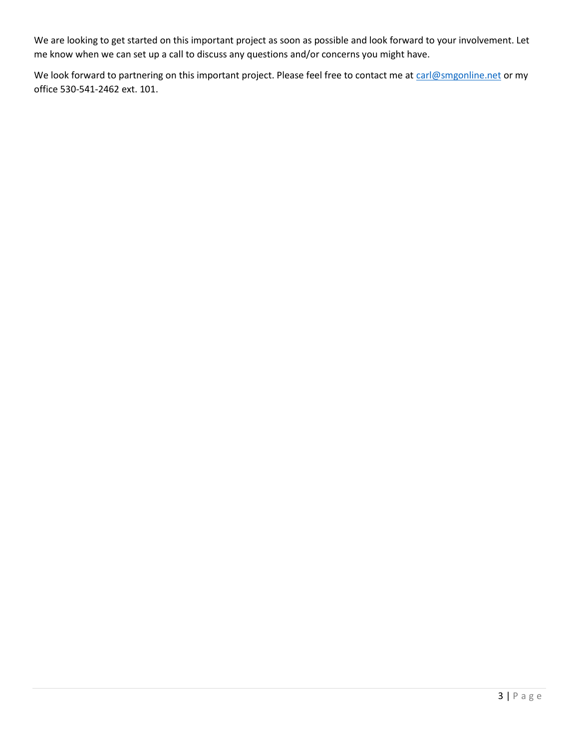We are looking to get started on this important project as soon as possible and look forward to your involvement. Let me know when we can set up a call to discuss any questions and/or concerns you might have.

We look forward to partnering on this important project. Please feel free to contact me at [carl@smgonline.net](mailto:carl@smgonline.net) or my office 530-541-2462 ext. 101.